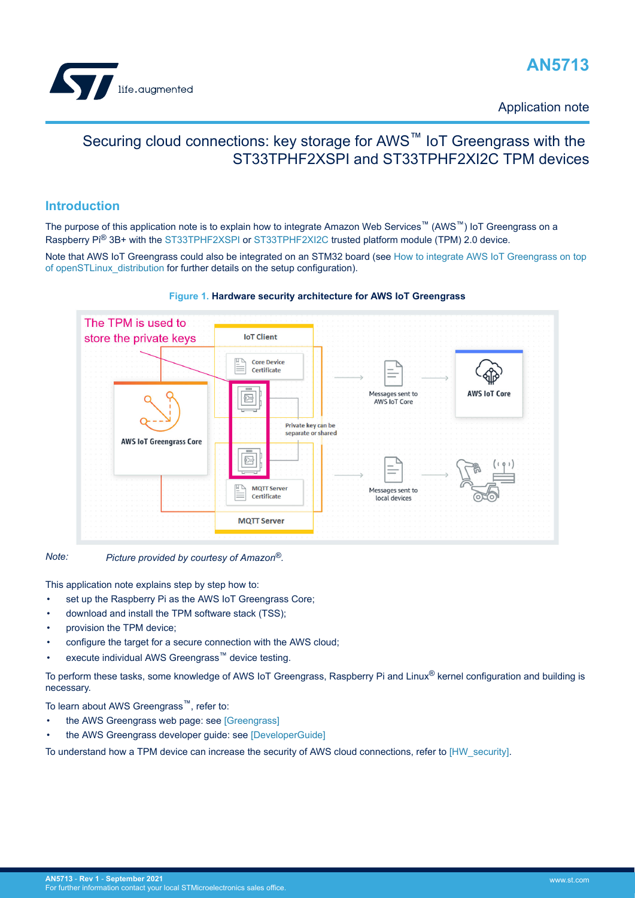AN5713

Application note

# Securing cloud connections: key storage for AWS™ IoT Greengrass with the ST33TPHF2XSPI and ST33TPHF2XI2C TPM devices

## Introduction

The purpose of this application note is to explain how to integrate Amazon Web Services™ (AWS™) IoT Greengrass on a Raspberry Pi® 3B+ with the ST33TPHF2XSPI or ST33TPHF2XI2C trusted platform module (TPM) 2.0 device.

Note that AWS IoT Greengrass could also be integrated on an STM32 board (see How to integrate AWS IoT Greengrass on top of openSTLinux_distribution for further details on the setup configuration).

**Figure 1. Hardware security architecture for AWS IoT Greengrass**

*Note: Picture provided by courtesy of Amazon®.*

This application note explains step by step how to:

- set up the Raspberry Pi as the AWS IoT Greengrass Core;
- download and install the TPM software stack (TSS);
- provision the TPM device;
- configure the target for a secure connection with the AWS cloud;
- execute individual AWS Greengrass™ device testing.

To perform these tasks, some knowledge of AWS IoT Greengrass, Raspberry Pi and Linux® kernel configuration and building is necessary.

To learn about AWS Greengrass™, refer to:

- the AWS Greengrass web page: see [Greengrass]
- the AWS Greengrass developer guide: see [DeveloperGuide]

To understand how a TPM device can increase the security of AWS cloud connections, refer to [HW_security].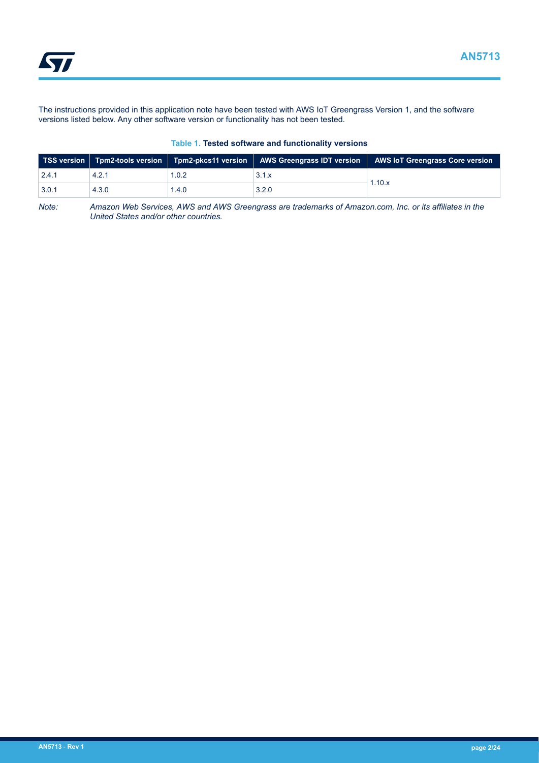The instructions provided in this application note have been tested with AWS IoT Greengrass Version 1, and the software versions listed below. Any other software version or functionality has not been tested.

**Table 1. Tested software and functionality versions**

| TSS version | Tpm2-tools version | Tpm2-pkcs11 version | AWS Greengrass IDT version | AWS IoT Greengrass Core version |
|---|---|---|---|---|
| 2.4.1 | 4.2.1 | 1.0.2 | 3.1.x | 1.10.x |
| 3.0.1 | 4.3.0 | 1.4.0 | 3.2.0 | |

*Note: Amazon Web Services, AWS and AWS Greengrass are trademarks of Amazon.com, Inc. or its affiliates in the United States and/or other countries.*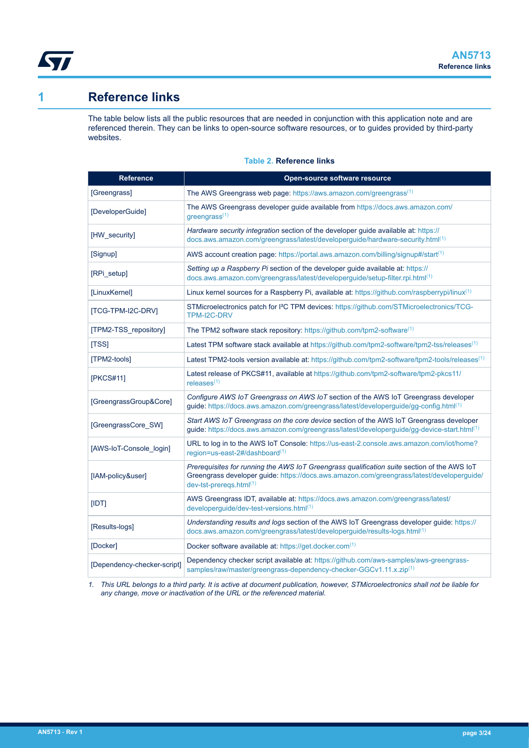# 1 Reference links

The table below lists all the public resources that are needed in conjunction with this application note and are referenced therein. They can be links to open-source software resources, or to guides provided by third-party websites.

**Table 2. Reference links**

| Reference | Open-source software resource |
|---|---|
| [Greengrass] | The AWS Greengrass web page: https://aws.amazon.com/greengrass(1) |
| [DeveloperGuide] | The AWS Greengrass developer guide available from https://docs.aws.amazon.com/greengrass(1) |
| [HW_security] | *Hardware security integration* section of the developer guide available at: https://docs.aws.amazon.com/greengrass/latest/developerguide/hardware-security.html(1) |
| [Signup] | AWS account creation page: https://portal.aws.amazon.com/billing/signup#/start(1) |
| [RPi_setup] | *Setting up a Raspberry Pi* section of the developer guide available at: https://docs.aws.amazon.com/greengrass/latest/developerguide/setup-filter.rpi.html(1) |
| [LinuxKernel] | Linux kernel sources for a Raspberry Pi, available at: https://github.com/raspberrypi/linux(1) |
| [TCG-TPM-I2C-DRV] | STMicroelectronics patch for I²C TPM devices: https://github.com/STMicroelectronics/TCG-TPM-I2C-DRV |
| [TPM2-TSS_repository] | The TPM2 software stack repository: https://github.com/tpm2-software(1) |
| [TSS] | Latest TPM software stack available at https://github.com/tpm2-software/tpm2-tss/releases(1) |
| [TPM2-tools] | Latest TPM2-tools version available at: https://github.com/tpm2-software/tpm2-tools/releases(1) |
| [PKCS#11] | Latest release of PKCS#11, available at https://github.com/tpm2-software/tpm2-pkcs11/releases(1) |
| [GreengrassGroup&Core] | *Configure AWS IoT Greengrass on AWS IoT* section of the AWS IoT Greengrass developer guide: https://docs.aws.amazon.com/greengrass/latest/developerguide/gg-config.html(1) |
| [GreengrassCore_SW] | *Start AWS IoT Greengrass on the core device* section of the AWS IoT Greengrass developer guide: https://docs.aws.amazon.com/greengrass/latest/developerguide/gg-device-start.html(1) |
| [AWS-IoT-Console_login] | URL to log in to the AWS IoT Console: https://us-east-2.console.aws.amazon.com/iot/home?region=us-east-2#/dashboard(1) |
| [IAM-policy&user] | *Prerequisites for running the AWS IoT Greengrass qualification suite* section of the AWS IoT Greengrass developer guide: https://docs.aws.amazon.com/greengrass/latest/developerguide/dev-tst-prereqs.html(1) |
| [IDT] | AWS Greengrass IDT, available at: https://docs.aws.amazon.com/greengrass/latest/developerguide/dev-test-versions.html(1) |
| [Results-logs] | *Understanding results and logs* section of the AWS IoT Greengrass developer guide: https://docs.aws.amazon.com/greengrass/latest/developerguide/results-logs.html(1) |
| [Docker] | Docker software available at: https://get.docker.com(1) |
| [Dependency-checker-script] | Dependency checker script available at: https://github.com/aws-samples/aws-greengrass-samples/raw/master/greengrass-dependency-checker-GGCv1.11.x.zip(1) |

1. *This URL belongs to a third party. It is active at document publication, however, STMicroelectronics shall not be liable for any change, move or inactivation of the URL or the referenced material.*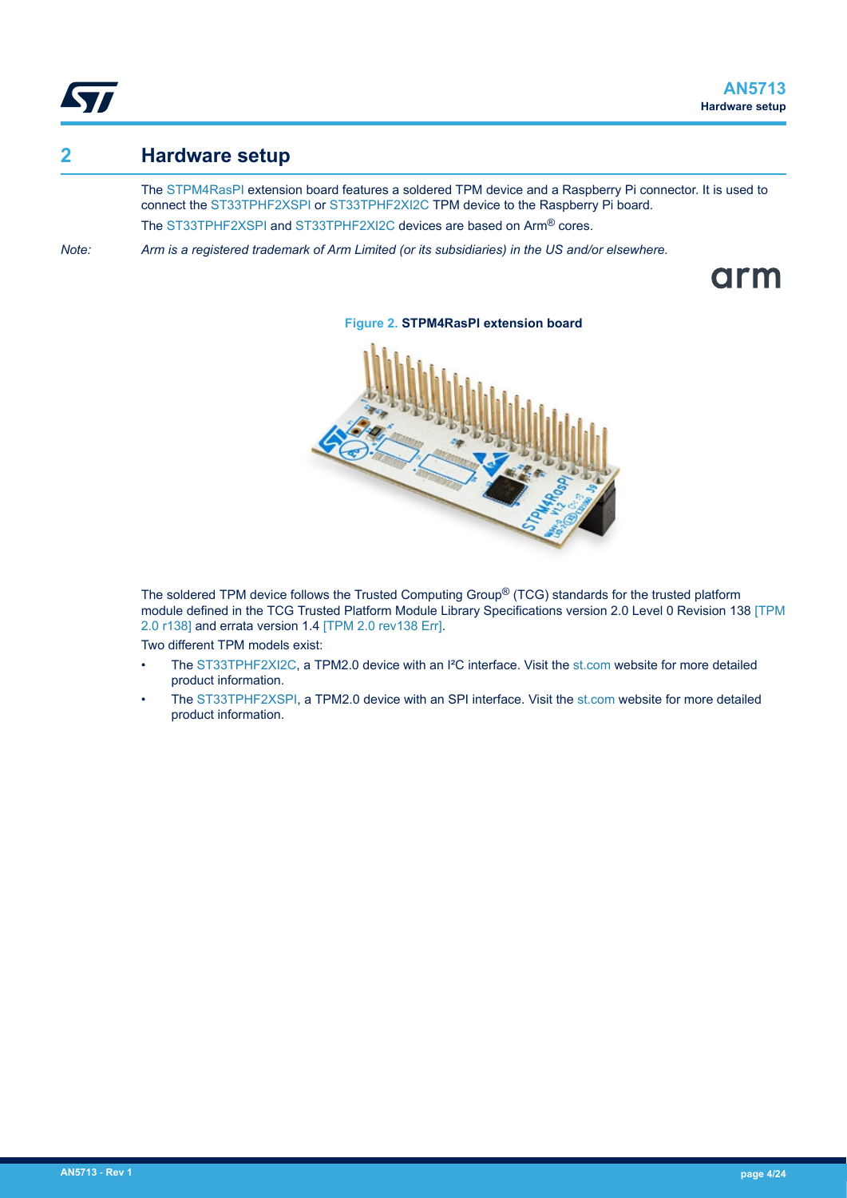## 2 Hardware setup

The STPM4RasPI extension board features a soldered TPM device and a Raspberry Pi connector. It is used to connect the ST33TPHF2XSPI or ST33TPHF2XI2C TPM device to the Raspberry Pi board.

The ST33TPHF2XSPI and ST33TPHF2XI2C devices are based on Arm® cores.

*Note: Arm is a registered trademark of Arm Limited (or its subsidiaries) in the US and/or elsewhere.*

Figure 2. **STPM4RasPI extension board**

The soldered TPM device follows the Trusted Computing Group® (TCG) standards for the trusted platform module defined in the TCG Trusted Platform Module Library Specifications version 2.0 Level 0 Revision 138 [TPM 2.0 r138] and errata version 1.4 [TPM 2.0 rev138 Err].

Two different TPM models exist:

- The ST33TPHF2XI2C, a TPM2.0 device with an I²C interface. Visit the st.com website for more detailed product information.
- The ST33TPHF2XSPI, a TPM2.0 device with an SPI interface. Visit the st.com website for more detailed product information.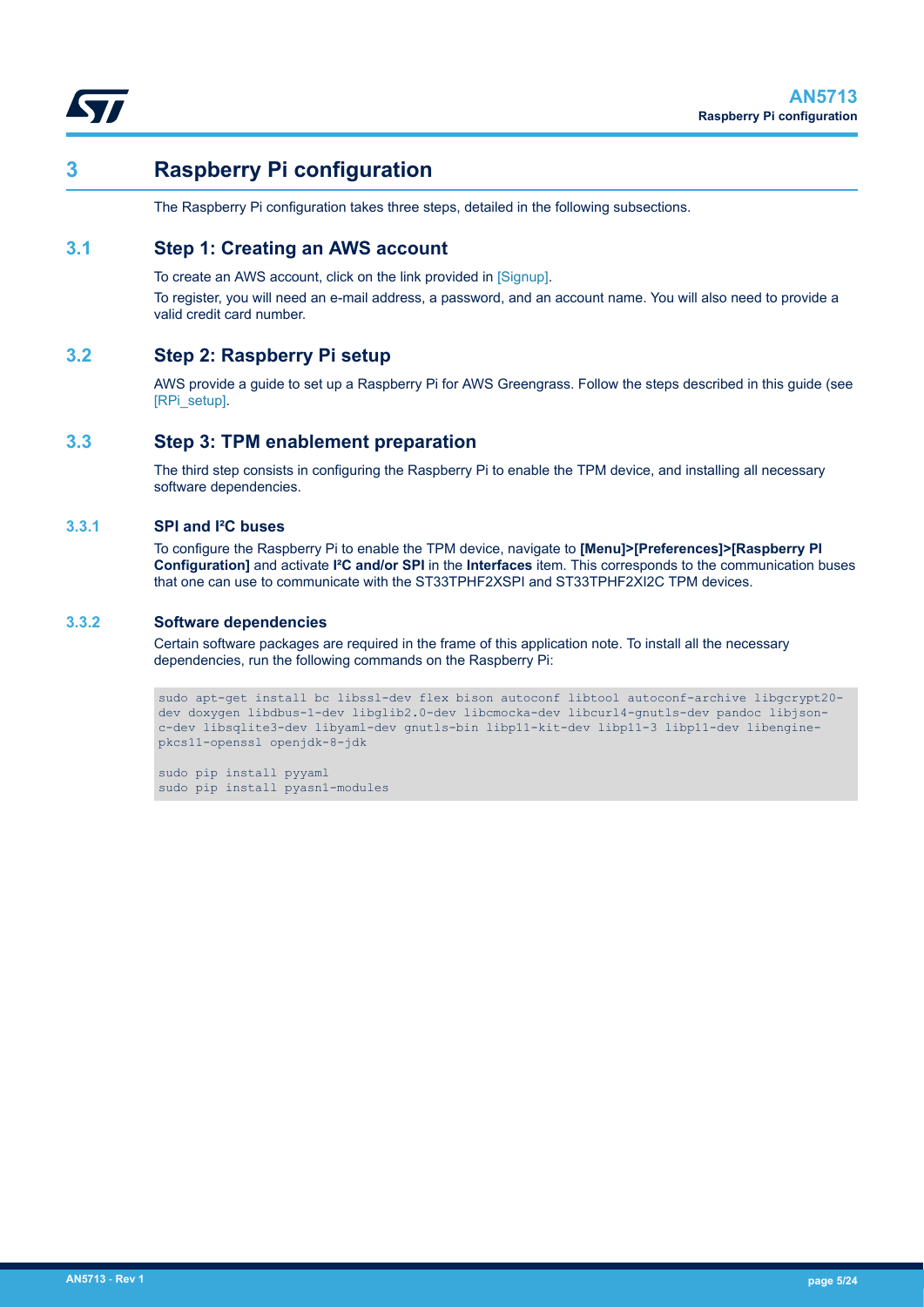# 3 Raspberry Pi configuration

The Raspberry Pi configuration takes three steps, detailed in the following subsections.

## 3.1 Step 1: Creating an AWS account

To create an AWS account, click on the link provided in [Signup].

To register, you will need an e-mail address, a password, and an account name. You will also need to provide a valid credit card number.

## 3.2 Step 2: Raspberry Pi setup

AWS provide a guide to set up a Raspberry Pi for AWS Greengrass. Follow the steps described in this guide (see [RPi_setup].

## 3.3 Step 3: TPM enablement preparation

The third step consists in configuring the Raspberry Pi to enable the TPM device, and installing all necessary software dependencies.

### 3.3.1 SPI and I²C buses

To configure the Raspberry Pi to enable the TPM device, navigate to **[Menu]>[Preferences]>[Raspberry PI Configuration]** and activate **I²C and/or SPI** in the **Interfaces** item. This corresponds to the communication buses that one can use to communicate with the ST33TPHF2XSPI and ST33TPHF2XI2C TPM devices.

### 3.3.2 Software dependencies

Certain software packages are required in the frame of this application note. To install all the necessary dependencies, run the following commands on the Raspberry Pi:

```
sudo apt-get install bc libssl-dev flex bison autoconf libtool autoconf-archive libgcrypt20-dev doxygen libdbus-1-dev libglib2.0-dev libcmocka-dev libcurl4-gnutls-dev pandoc libjson-c-dev libsqlite3-dev libyaml-dev gnutls-bin libp11-kit-dev libp11-3 libp11-dev libengine-pkcs11-openssl openjdk-8-jdk

sudo pip install pyyaml
sudo pip install pyasn1-modules
```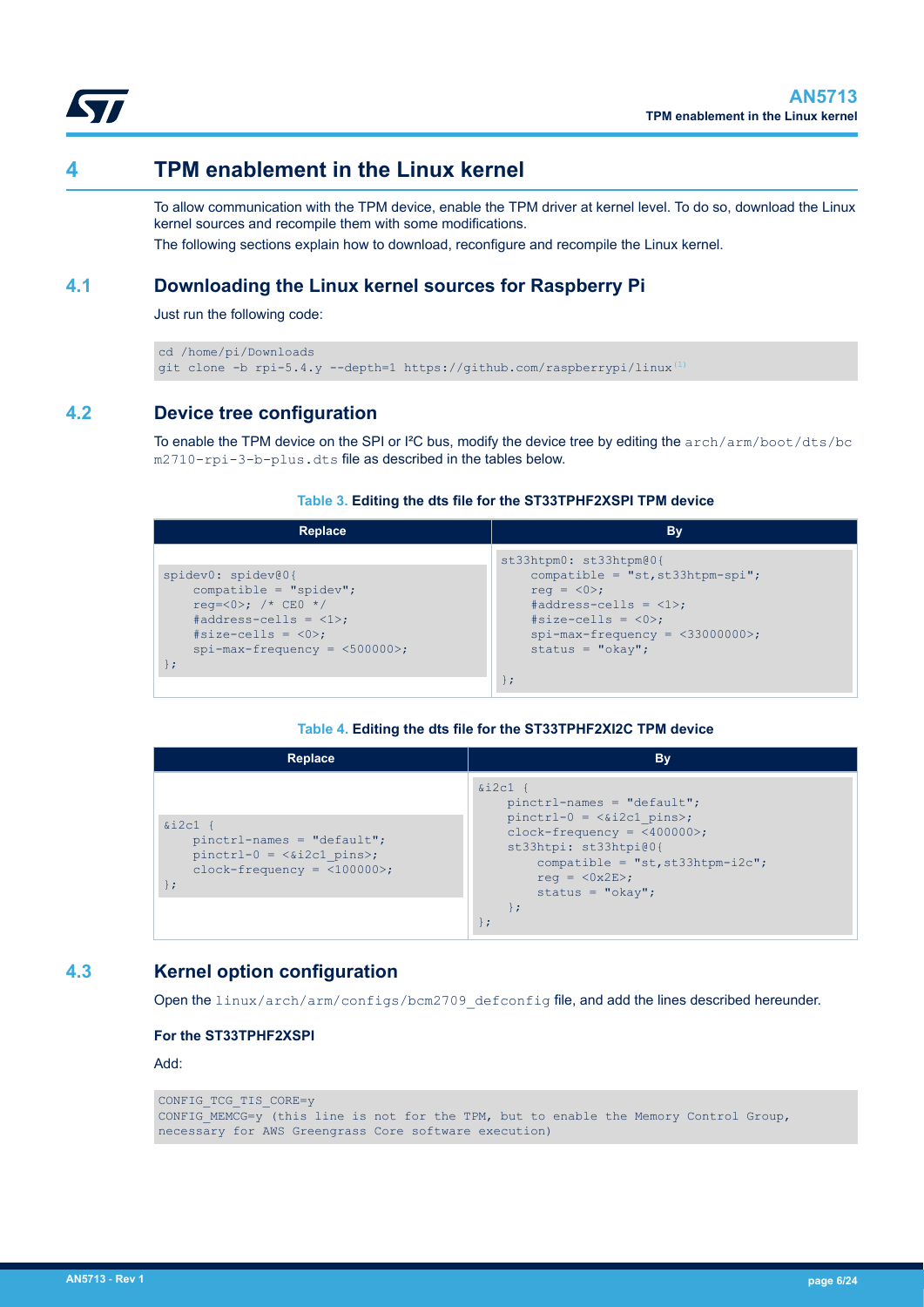# 4 TPM enablement in the Linux kernel

To allow communication with the TPM device, enable the TPM driver at kernel level. To do so, download the Linux kernel sources and recompile them with some modifications.

The following sections explain how to download, reconfigure and recompile the Linux kernel.

## 4.1 Downloading the Linux kernel sources for Raspberry Pi

Just run the following code:

```
cd /home/pi/Downloads
git clone -b rpi-5.4.y --depth=1 https://github.com/raspberrypi/linux(1)
```

## 4.2 Device tree configuration

To enable the TPM device on the SPI or I²C bus, modify the device tree by editing the `arch/arm/boot/dts/bcm2710-rpi-3-b-plus.dts` file as described in the tables below.

**Table 3. Editing the dts file for the ST33TPHF2XSPI TPM device**

| Replace | By |
|---|---|
| <pre>spidev0: spidev@0{<br>    compatible = "spidev";<br>    reg=<0>; /* CE0 */<br>    #address-cells = <1>;<br>    #size-cells = <0>;<br>    spi-max-frequency = <500000>;<br>};</pre> | <pre>st33htpm0: st33htpm@0{<br>    compatible = "st,st33htpm-spi";<br>    reg = <0>;<br>    #address-cells = <1>;<br>    #size-cells = <0>;<br>    spi-max-frequency = <33000000>;<br>    status = "okay";<br><br>};</pre> |

**Table 4. Editing the dts file for the ST33TPHF2XI2C TPM device**

| Replace | By |
|---|---|
| <pre>&i2c1 {<br>    pinctrl-names = "default";<br>    pinctrl-0 = <&i2c1_pins>;<br>    clock-frequency = <100000>;<br>};</pre> | <pre>&i2c1 {<br>    pinctrl-names = "default";<br>    pinctrl-0 = <&i2c1_pins>;<br>    clock-frequency = <400000>;<br>    st33htpi: st33htpi@0{<br>        compatible = "st,st33htpm-i2c";<br>        reg = <0x2E>;<br>        status = "okay";<br>    };<br>};</pre> |

## 4.3 Kernel option configuration

Open the `linux/arch/arm/configs/bcm2709_defconfig` file, and add the lines described hereunder.

**For the ST33TPHF2XSPI**

Add:

```
CONFIG_TCG_TIS_CORE=y
CONFIG_MEMCG=y (this line is not for the TPM, but to enable the Memory Control Group,
necessary for AWS Greengrass Core software execution)
```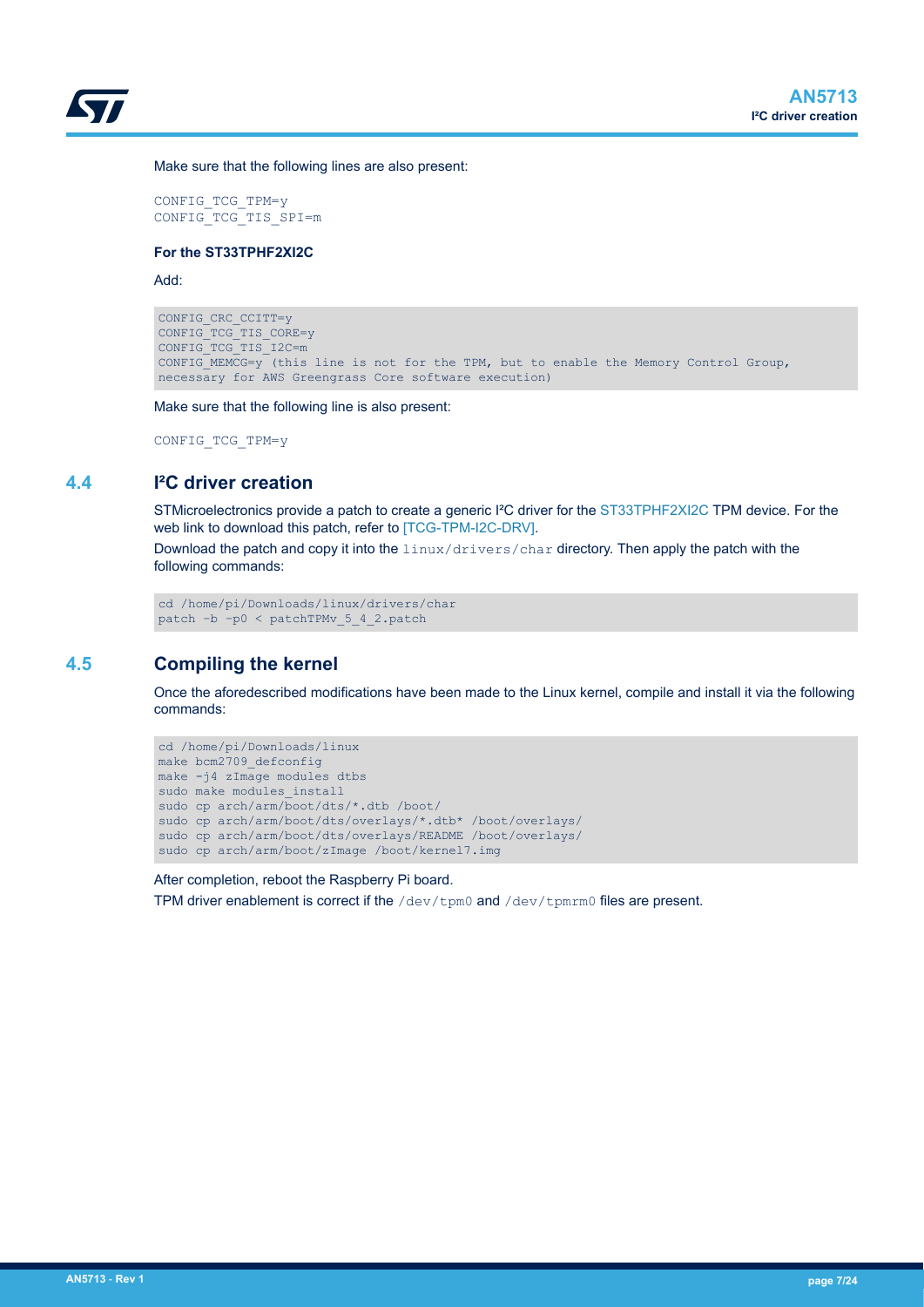Make sure that the following lines are also present:

```
CONFIG_TCG_TPM=y
CONFIG_TCG_TIS_SPI=m
```

**For the ST33TPHF2XI2C**

Add:

```
CONFIG_CRC_CCITT=y
CONFIG_TCG_TIS_CORE=y
CONFIG_TCG_TIS_I2C=m
CONFIG_MEMCG=y (this line is not for the TPM, but to enable the Memory Control Group,
necessary for AWS Greengrass Core software execution)
```

Make sure that the following line is also present:

```
CONFIG_TCG_TPM=y
```

## 4.4 I²C driver creation

STMicroelectronics provide a patch to create a generic I²C driver for the ST33TPHF2XI2C TPM device. For the web link to download this patch, refer to [TCG-TPM-I2C-DRV].

Download the patch and copy it into the `linux/drivers/char` directory. Then apply the patch with the following commands:

```
cd /home/pi/Downloads/linux/drivers/char
patch -b -p0 < patchTPMv_5_4_2.patch
```

## 4.5 Compiling the kernel

Once the aforedescribed modifications have been made to the Linux kernel, compile and install it via the following commands:

```
cd /home/pi/Downloads/linux
make bcm2709_defconfig
make -j4 zImage modules dtbs
sudo make modules_install
sudo cp arch/arm/boot/dts/*.dtb /boot/
sudo cp arch/arm/boot/dts/overlays/*.dtb* /boot/overlays/
sudo cp arch/arm/boot/dts/overlays/README /boot/overlays/
sudo cp arch/arm/boot/zImage /boot/kernel7.img
```

After completion, reboot the Raspberry Pi board.

TPM driver enablement is correct if the `/dev/tpm0` and `/dev/tpmrm0` files are present.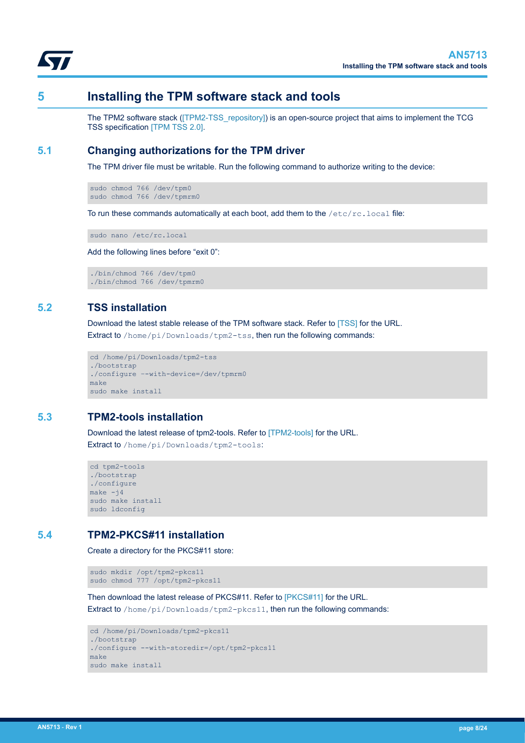# 5 Installing the TPM software stack and tools

The TPM2 software stack ([TPM2-TSS_repository]) is an open-source project that aims to implement the TCG TSS specification [TPM TSS 2.0].

## 5.1 Changing authorizations for the TPM driver

The TPM driver file must be writable. Run the following command to authorize writing to the device:

```
sudo chmod 766 /dev/tpm0
sudo chmod 766 /dev/tpmrm0
```

To run these commands automatically at each boot, add them to the `/etc/rc.local` file:

```
sudo nano /etc/rc.local
```

Add the following lines before “exit 0”:

```
./bin/chmod 766 /dev/tpm0
./bin/chmod 766 /dev/tpmrm0
```

## 5.2 TSS installation

Download the latest stable release of the TPM software stack. Refer to [TSS] for the URL.

Extract to `/home/pi/Downloads/tpm2-tss`, then run the following commands:

```
cd /home/pi/Downloads/tpm2-tss
./bootstrap
./configure --with-device=/dev/tpmrm0
make
sudo make install
```

## 5.3 TPM2-tools installation

Download the latest release of tpm2-tools. Refer to [TPM2-tools] for the URL.

Extract to `/home/pi/Downloads/tpm2-tools`:

```
cd tpm2-tools
./bootstrap
./configure
make -j4
sudo make install
sudo ldconfig
```

## 5.4 TPM2-PKCS#11 installation

Create a directory for the PKCS#11 store:

```
sudo mkdir /opt/tpm2-pkcs11
sudo chmod 777 /opt/tpm2-pkcs11
```

Then download the latest release of PKCS#11. Refer to [PKCS#11] for the URL.

Extract to `/home/pi/Downloads/tpm2-pkcs11`, then run the following commands:

```
cd /home/pi/Downloads/tpm2-pkcs11
./bootstrap
./configure --with-storedir=/opt/tpm2-pkcs11
make
sudo make install
```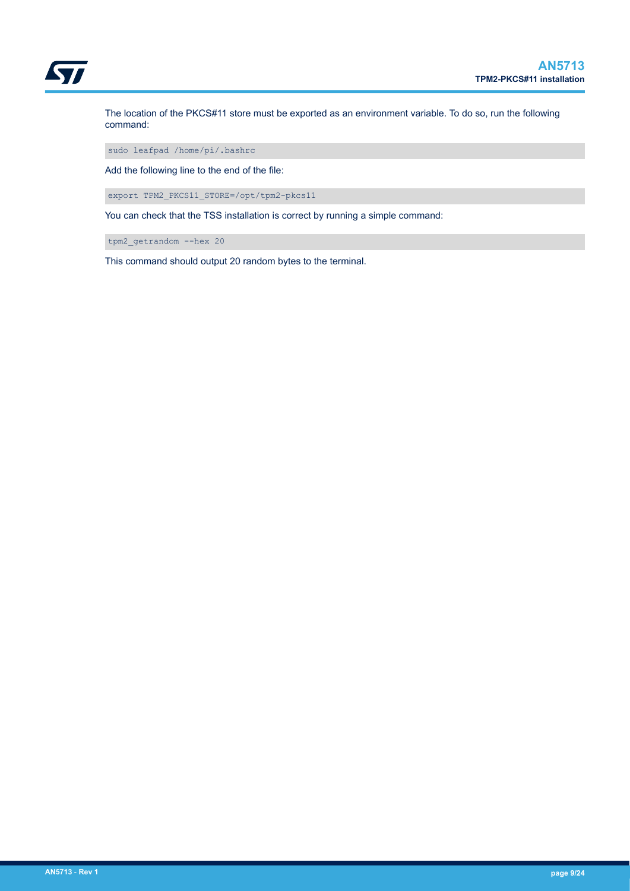The location of the PKCS#11 store must be exported as an environment variable. To do so, run the following command:

```
sudo leafpad /home/pi/.bashrc
```

Add the following line to the end of the file:

```
export TPM2_PKCS11_STORE=/opt/tpm2-pkcs11
```

You can check that the TSS installation is correct by running a simple command:

```
tpm2_getrandom --hex 20
```

This command should output 20 random bytes to the terminal.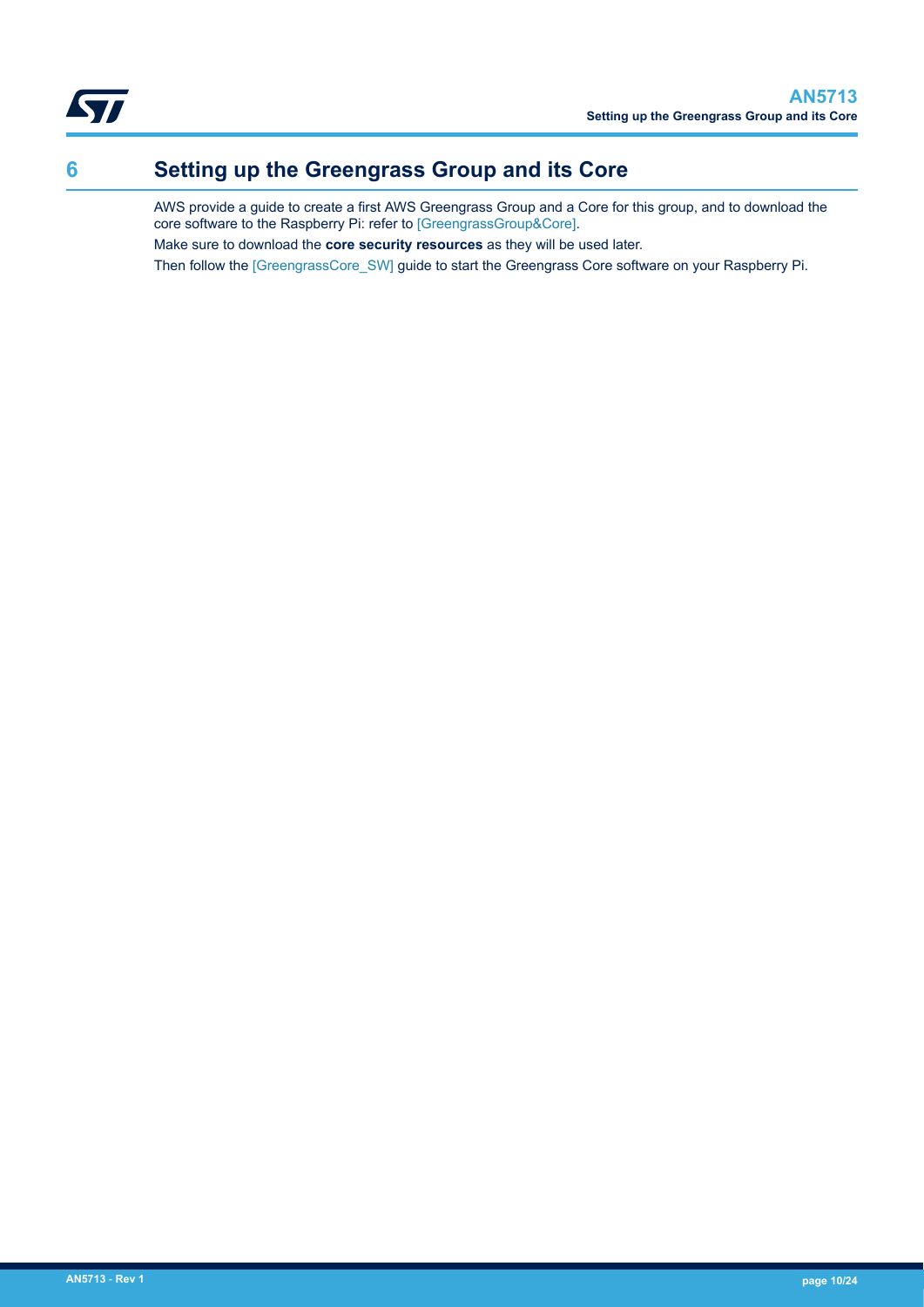# 6 Setting up the Greengrass Group and its Core

AWS provide a guide to create a first AWS Greengrass Group and a Core for this group, and to download the core software to the Raspberry Pi: refer to [GreengrassGroup&Core].

Make sure to download the **core security resources** as they will be used later.

Then follow the [GreengrassCore_SW] guide to start the Greengrass Core software on your Raspberry Pi.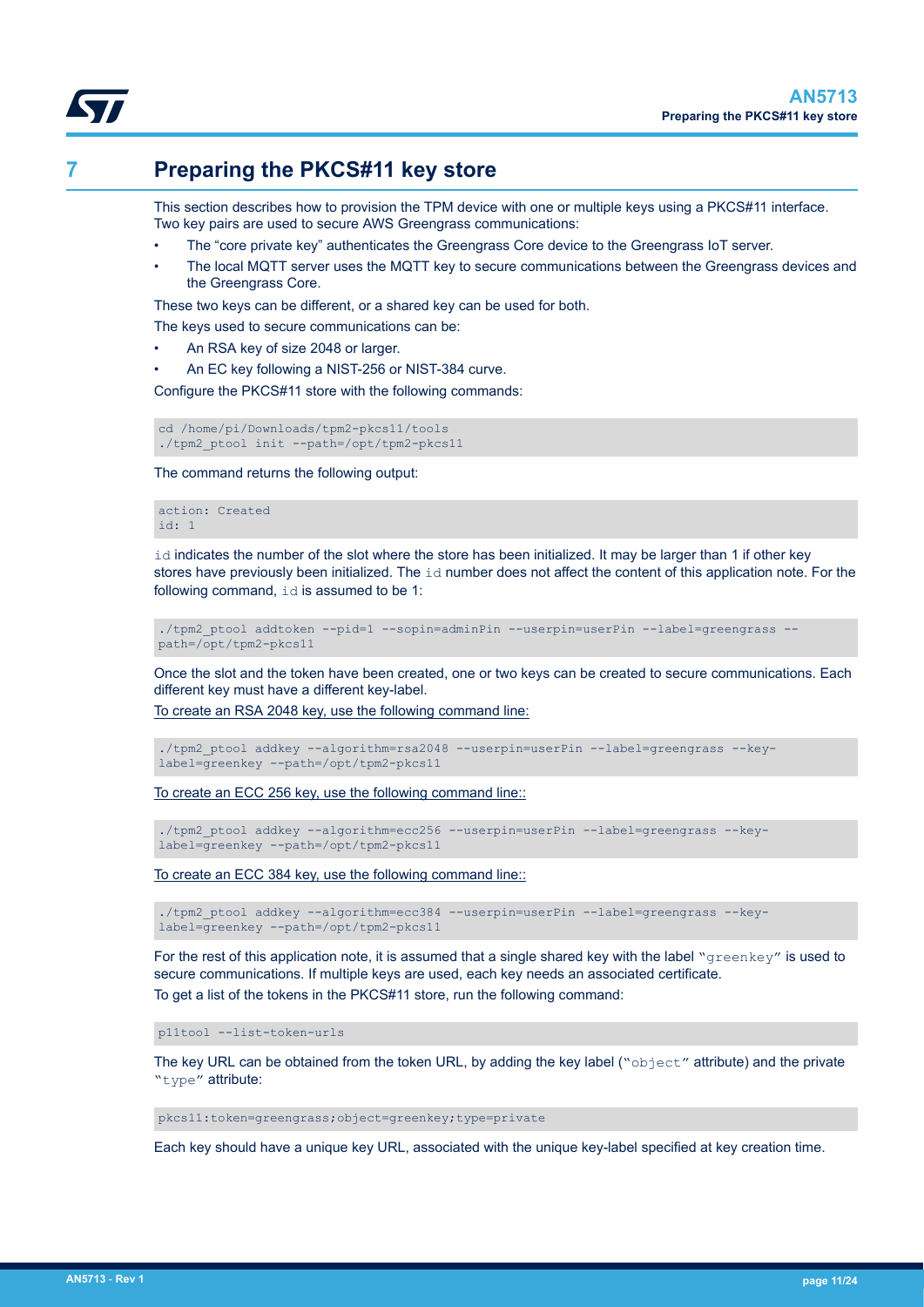# 7 Preparing the PKCS#11 key store

This section describes how to provision the TPM device with one or multiple keys using a PKCS#11 interface. Two key pairs are used to secure AWS Greengrass communications:

- The "core private key" authenticates the Greengrass Core device to the Greengrass IoT server.
- The local MQTT server uses the MQTT key to secure communications between the Greengrass devices and the Greengrass Core.

These two keys can be different, or a shared key can be used for both.

The keys used to secure communications can be:

- An RSA key of size 2048 or larger.
- An EC key following a NIST-256 or NIST-384 curve.

Configure the PKCS#11 store with the following commands:

```
cd /home/pi/Downloads/tpm2-pkcs11/tools
./tpm2_ptool init --path=/opt/tpm2-pkcs11
```

The command returns the following output:

```
action: Created
id: 1
```

`id` indicates the number of the slot where the store has been initialized. It may be larger than 1 if other key stores have previously been initialized. The `id` number does not affect the content of this application note. For the following command, `id` is assumed to be 1:

```
./tpm2_ptool addtoken --pid=1 --sopin=adminPin --userpin=userPin --label=greengrass --
path=/opt/tpm2-pkcs11
```

Once the slot and the token have been created, one or two keys can be created to secure communications. Each different key must have a different key-label.

To create an RSA 2048 key, use the following command line:

```
./tpm2_ptool addkey --algorithm=rsa2048 --userpin=userPin --label=greengrass --key-
label=greenkey --path=/opt/tpm2-pkcs11
```

To create an ECC 256 key, use the following command line::

```
./tpm2_ptool addkey --algorithm=ecc256 --userpin=userPin --label=greengrass --key-
label=greenkey --path=/opt/tpm2-pkcs11
```

To create an ECC 384 key, use the following command line::

```
./tpm2_ptool addkey --algorithm=ecc384 --userpin=userPin --label=greengrass --key-
label=greenkey --path=/opt/tpm2-pkcs11
```

For the rest of this application note, it is assumed that a single shared key with the label "`greenkey`" is used to secure communications. If multiple keys are used, each key needs an associated certificate.

To get a list of the tokens in the PKCS#11 store, run the following command:

```
p11tool --list-token-urls
```

The key URL can be obtained from the token URL, by adding the key label ("`object`" attribute) and the private "`type`" attribute:

```
pkcs11:token=greengrass;object=greenkey;type=private
```

Each key should have a unique key URL, associated with the unique key-label specified at key creation time.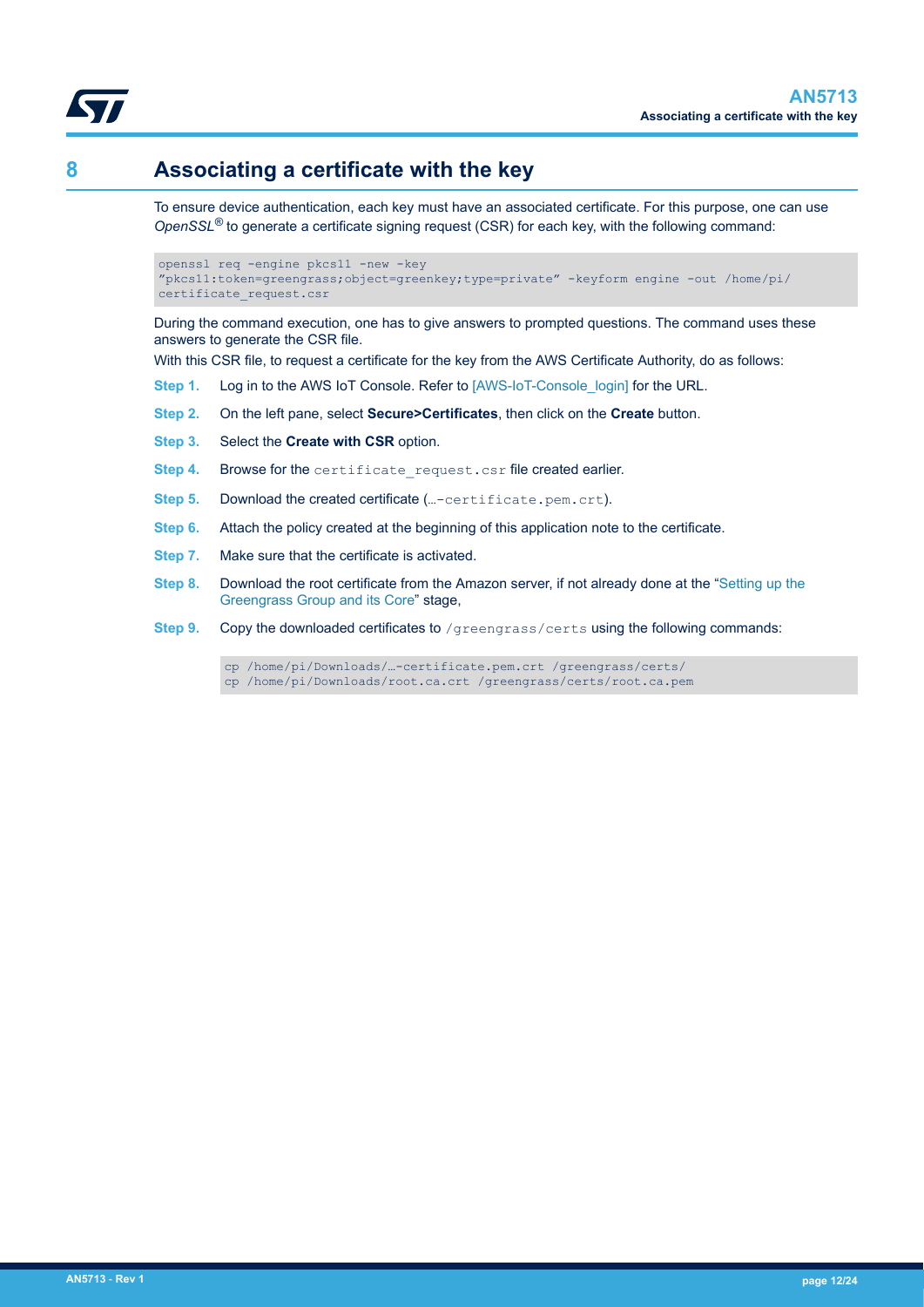# 8 Associating a certificate with the key

To ensure device authentication, each key must have an associated certificate. For this purpose, one can use *OpenSSL*® to generate a certificate signing request (CSR) for each key, with the following command:

```
openssl req -engine pkcs11 -new -key
"pkcs11:token=greengrass;object=greenkey;type=private" -keyform engine -out /home/pi/
certificate_request.csr
```

During the command execution, one has to give answers to prompted questions. The command uses these answers to generate the CSR file.

With this CSR file, to request a certificate for the key from the AWS Certificate Authority, do as follows:

**Step 1.** Log in to the AWS IoT Console. Refer to [AWS-IoT-Console_login] for the URL.

**Step 2.** On the left pane, select **Secure>Certificates**, then click on the **Create** button.

**Step 3.** Select the **Create with CSR** option.

**Step 4.** Browse for the `certificate_request.csr` file created earlier.

**Step 5.** Download the created certificate (`…-certificate.pem.crt`).

**Step 6.** Attach the policy created at the beginning of this application note to the certificate.

**Step 7.** Make sure that the certificate is activated.

**Step 8.** Download the root certificate from the Amazon server, if not already done at the "Setting up the Greengrass Group and its Core" stage,

**Step 9.** Copy the downloaded certificates to `/greengrass/certs` using the following commands:

```
cp /home/pi/Downloads/…-certificate.pem.crt /greengrass/certs/
cp /home/pi/Downloads/root.ca.crt /greengrass/certs/root.ca.pem
```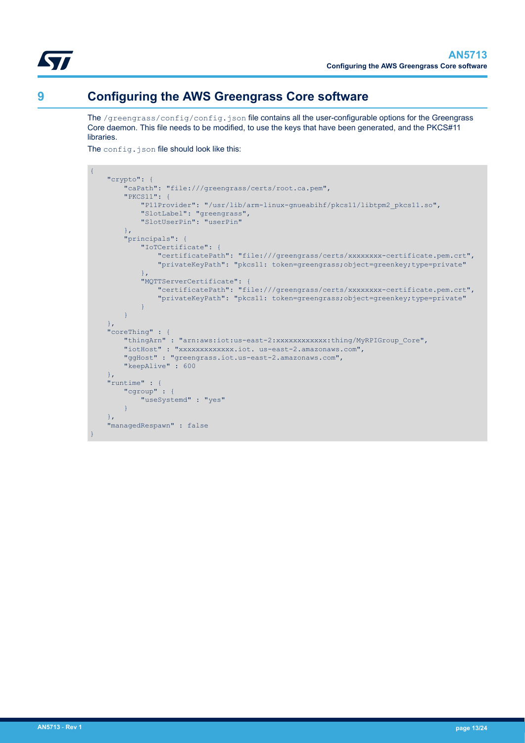# 9 Configuring the AWS Greengrass Core software

The /greengrass/config/config.json file contains all the user-configurable options for the Greengrass Core daemon. This file needs to be modified, to use the keys that have been generated, and the PKCS#11 libraries.

The config.json file should look like this:

```
{
    "crypto": {
        "caPath": "file:///greengrass/certs/root.ca.pem",
        "PKCS11": {
            "P11Provider": "/usr/lib/arm-linux-gnueabihf/pkcs11/libtpm2_pkcs11.so",
            "SlotLabel": "greengrass",
            "SlotUserPin": "userPin"
        },
        "principals": {
            "IoTCertificate": {
                "certificatePath": "file:///greengrass/certs/xxxxxxxx-certificate.pem.crt",
                "privateKeyPath": "pkcs11: token=greengrass;object=greenkey;type=private"
            },
            "MQTTServerCertificate": {
                "certificatePath": "file:///greengrass/certs/xxxxxxxx-certificate.pem.crt",
                "privateKeyPath": "pkcs11: token=greengrass;object=greenkey;type=private"
            }
        }
    },
    "coreThing" : {
        "thingArn" : "arn:aws:iot:us-east-2:xxxxxxxxxxxx:thing/MyRPIGroup_Core",
        "iotHost" : "xxxxxxxxxxxxx.iot. us-east-2.amazonaws.com",
        "ggHost" : "greengrass.iot.us-east-2.amazonaws.com",
        "keepAlive" : 600
    },
    "runtime" : {
        "cgroup" : {
            "useSystemd" : "yes"
        }
    },
    "managedRespawn" : false
}
```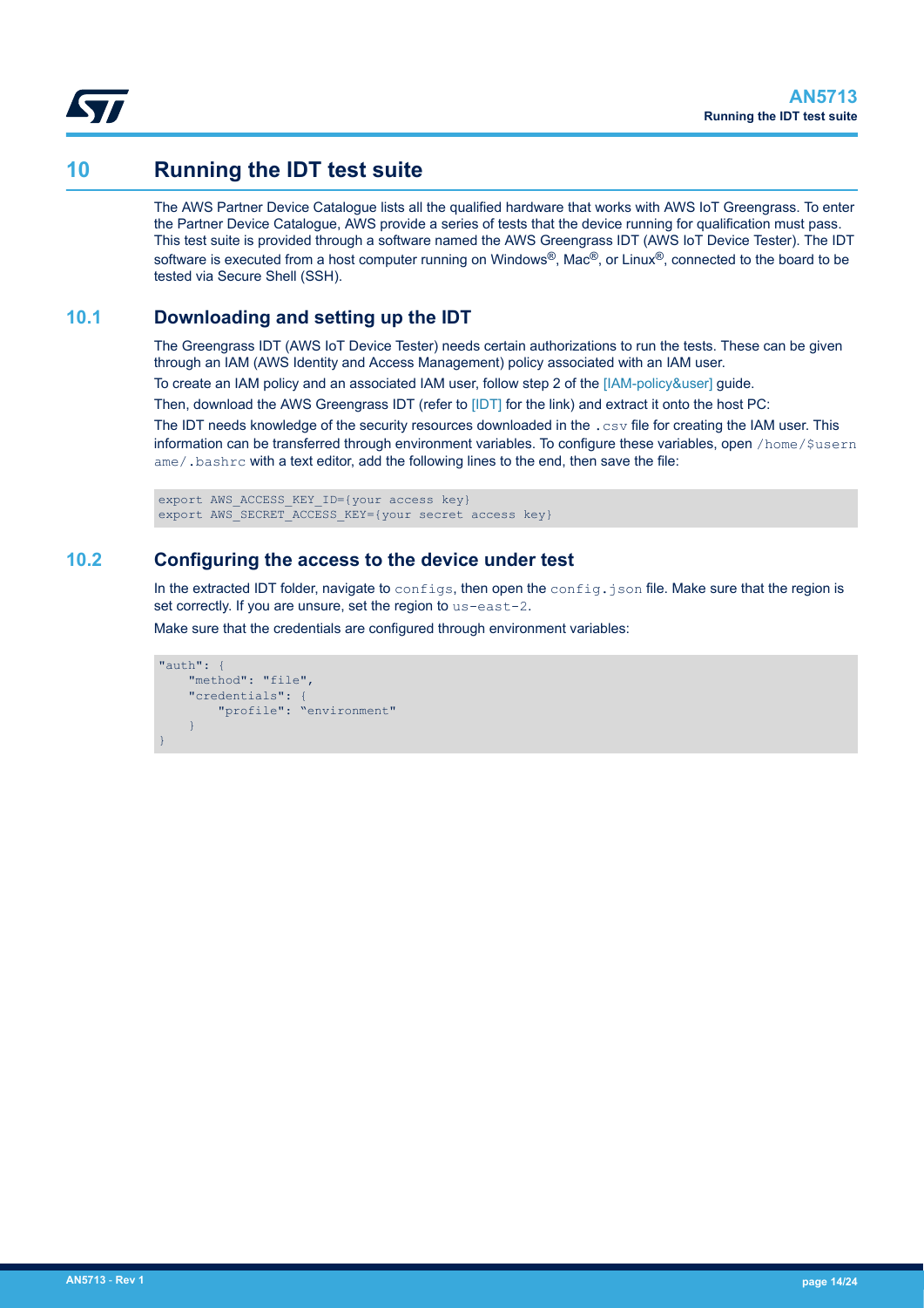# 10 Running the IDT test suite

The AWS Partner Device Catalogue lists all the qualified hardware that works with AWS IoT Greengrass. To enter the Partner Device Catalogue, AWS provide a series of tests that the device running for qualification must pass. This test suite is provided through a software named the AWS Greengrass IDT (AWS IoT Device Tester). The IDT software is executed from a host computer running on Windows®, Mac®, or Linux®, connected to the board to be tested via Secure Shell (SSH).

## 10.1 Downloading and setting up the IDT

The Greengrass IDT (AWS IoT Device Tester) needs certain authorizations to run the tests. These can be given through an IAM (AWS Identity and Access Management) policy associated with an IAM user.

To create an IAM policy and an associated IAM user, follow step 2 of the [IAM-policy&user] guide.

Then, download the AWS Greengrass IDT (refer to [IDT] for the link) and extract it onto the host PC:

The IDT needs knowledge of the security resources downloaded in the `.csv` file for creating the IAM user. This information can be transferred through environment variables. To configure these variables, open `/home/$username/.bashrc` with a text editor, add the following lines to the end, then save the file:

```
export AWS_ACCESS_KEY_ID={your access key}
export AWS_SECRET_ACCESS_KEY={your secret access key}
```

## 10.2 Configuring the access to the device under test

In the extracted IDT folder, navigate to `configs`, then open the `config.json` file. Make sure that the region is set correctly. If you are unsure, set the region to `us-east-2`.

Make sure that the credentials are configured through environment variables:

```
"auth": {
    "method": "file",
    "credentials": {
        "profile": "environment"
    }
}
```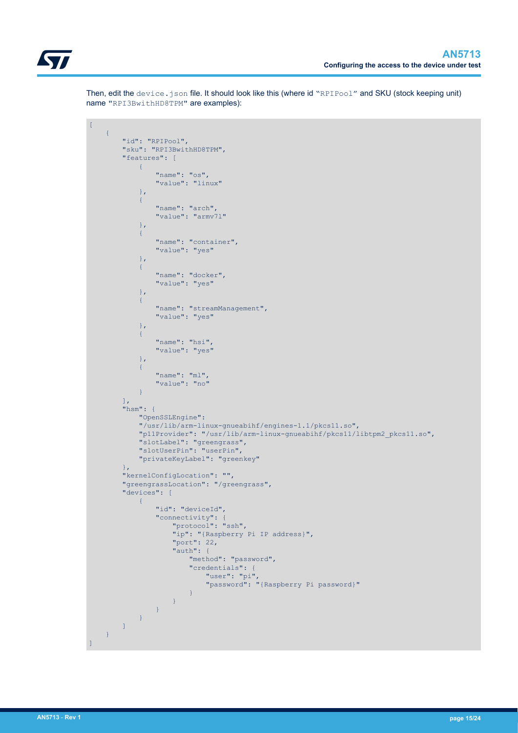Then, edit the `device.json` file. It should look like this (where id “RPIPool” and SKU (stock keeping unit) name "RPI3BwithHD8TPM" are examples):

```
[
    {
        "id": "RPIPool",
        "sku": "RPI3BwithHD8TPM",
        "features": [
            {
                "name": "os",
                "value": "linux"
            },
            {
                "name": "arch",
                "value": "armv7l"
            },
            {
                "name": "container",
                "value": "yes"
            },
            {
                "name": "docker",
                "value": "yes"
            },
            {
                "name": "streamManagement",
                "value": "yes"
            },
            {
                "name": "hsi",
                "value": "yes"
            },
            {
                "name": "ml",
                "value": "no"
            }
        ],
        "hsm": {
            "OpenSSLEngine":
            "/usr/lib/arm-linux-gnueabihf/engines-1.1/pkcs11.so",
            "p11Provider": "/usr/lib/arm-linux-gnueabihf/pkcs11/libtpm2_pkcs11.so",
            "slotLabel": "greengrass",
            "slotUserPin": "userPin",
            "privateKeyLabel": "greenkey"
        },
        "kernelConfigLocation": "",
        "greengrassLocation": "/greengrass",
        "devices": [
            {
                "id": "deviceId",
                "connectivity": {
                    "protocol": "ssh",
                    "ip": "{Raspberry Pi IP address}",
                    "port": 22,
                    "auth": {
                        "method": "password",
                        "credentials": {
                            "user": "pi",
                            "password": "{Raspberry Pi password}"
                        }
                    }
                }
            }
        ]
    }
]
```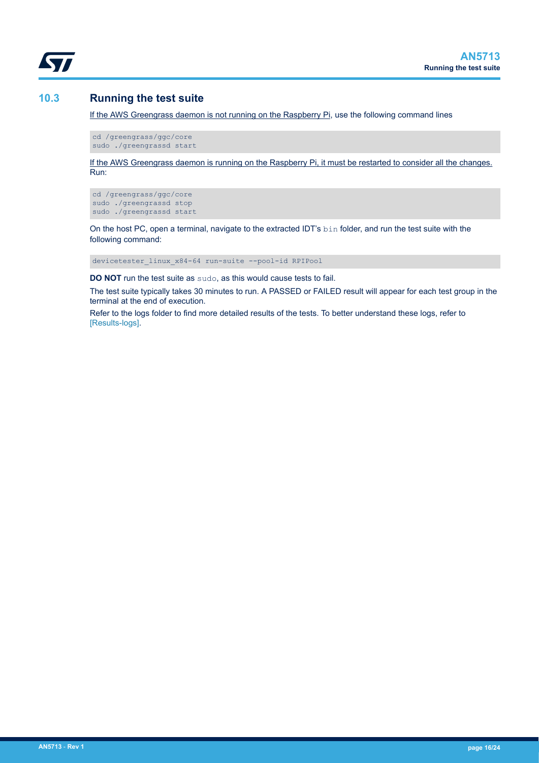## 10.3 Running the test suite

If the AWS Greengrass daemon is not running on the Raspberry Pi, use the following command lines

```
cd /greengrass/ggc/core
sudo ./greengrassd start
```

If the AWS Greengrass daemon is running on the Raspberry Pi, it must be restarted to consider all the changes. Run:

```
cd /greengrass/ggc/core
sudo ./greengrassd stop
sudo ./greengrassd start
```

On the host PC, open a terminal, navigate to the extracted IDT's `bin` folder, and run the test suite with the following command:

```
devicetester_linux_x84-64 run-suite --pool-id RPIPool
```

**DO NOT** run the test suite as `sudo`, as this would cause tests to fail.

The test suite typically takes 30 minutes to run. A PASSED or FAILED result will appear for each test group in the terminal at the end of execution.

Refer to the logs folder to find more detailed results of the tests. To better understand these logs, refer to [Results-logs].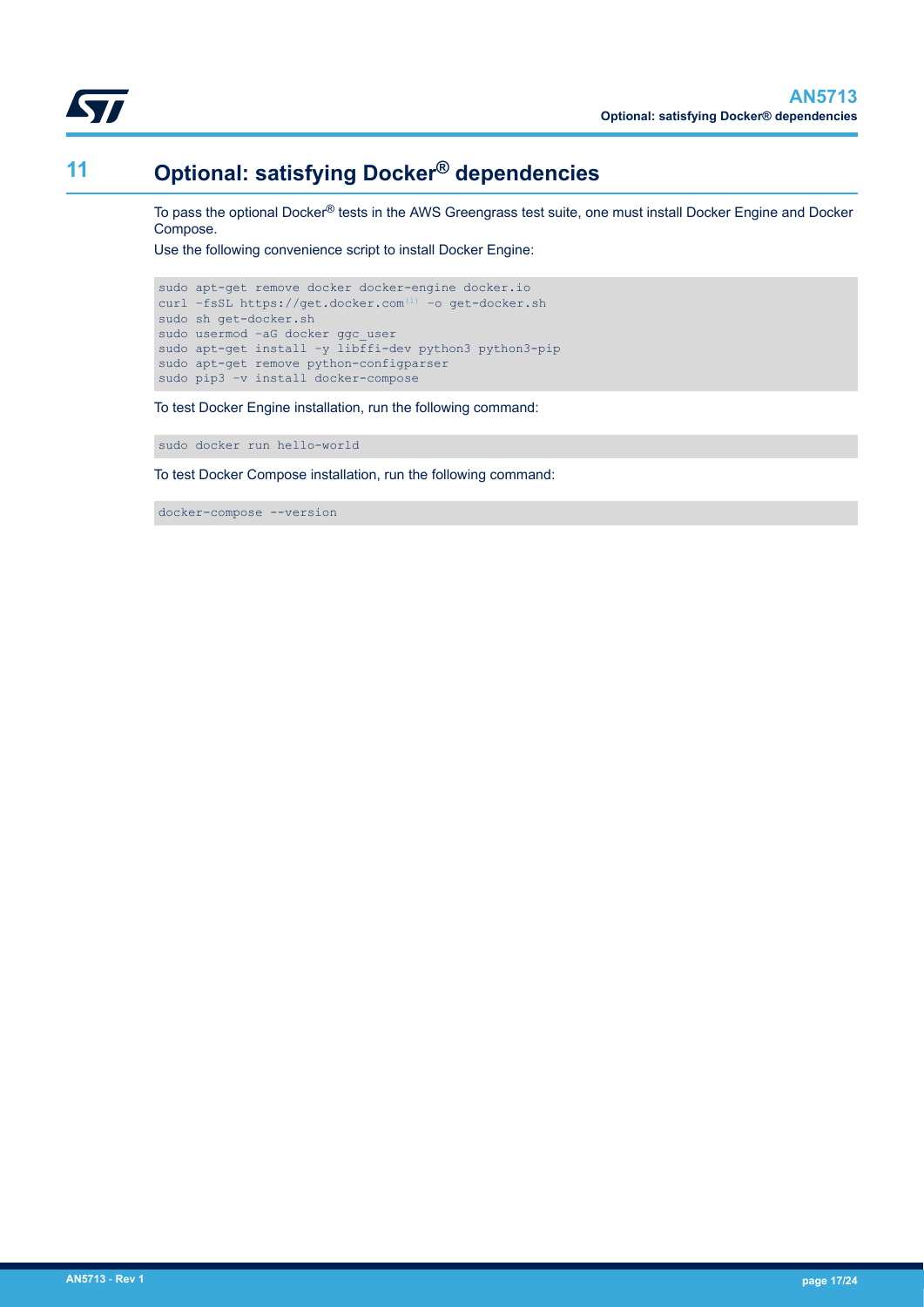# 11 Optional: satisfying Docker® dependencies

To pass the optional Docker® tests in the AWS Greengrass test suite, one must install Docker Engine and Docker Compose.

Use the following convenience script to install Docker Engine:

```
sudo apt-get remove docker docker-engine docker.io
curl -fsSL https://get.docker.com(1) -o get-docker.sh
sudo sh get-docker.sh
sudo usermod -aG docker ggc_user
sudo apt-get install -y libffi-dev python3 python3-pip
sudo apt-get remove python-configparser
sudo pip3 -v install docker-compose
```

To test Docker Engine installation, run the following command:

```
sudo docker run hello-world
```

To test Docker Compose installation, run the following command:

```
docker-compose --version
```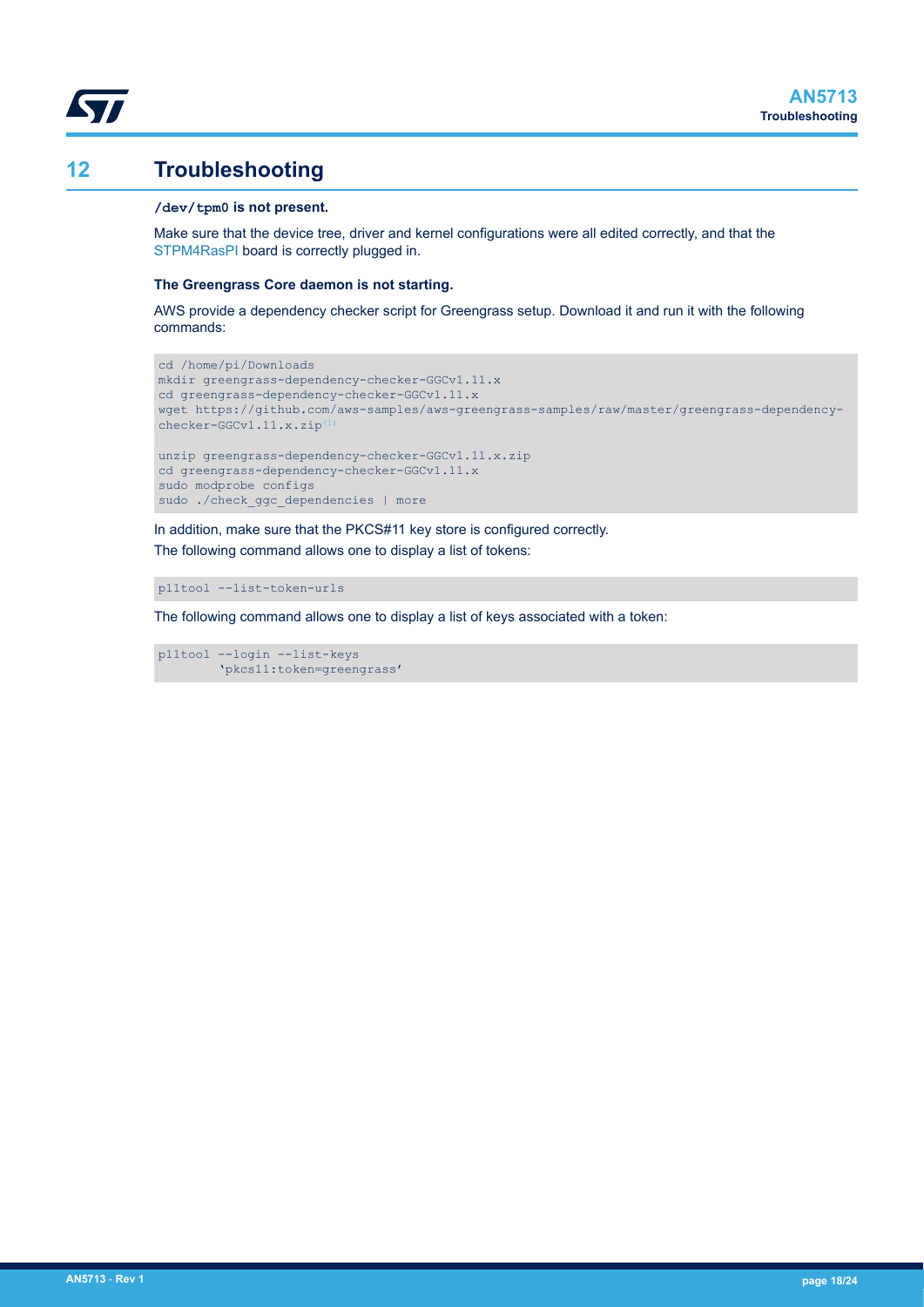# 12 Troubleshooting

**`/dev/tpm0` is not present.**

Make sure that the device tree, driver and kernel configurations were all edited correctly, and that the STPM4RasPI board is correctly plugged in.

**The Greengrass Core daemon is not starting.**

AWS provide a dependency checker script for Greengrass setup. Download it and run it with the following commands:

```
cd /home/pi/Downloads
mkdir greengrass-dependency-checker-GGCv1.11.x
cd greengrass-dependency-checker-GGCv1.11.x
wget https://github.com/aws-samples/aws-greengrass-samples/raw/master/greengrass-dependency-checker-GGCv1.11.x.zip(1)

unzip greengrass-dependency-checker-GGCv1.11.x.zip
cd greengrass-dependency-checker-GGCv1.11.x
sudo modprobe configs
sudo ./check_ggc_dependencies | more
```

In addition, make sure that the PKCS#11 key store is configured correctly.

The following command allows one to display a list of tokens:

```
p11tool --list-token-urls
```

The following command allows one to display a list of keys associated with a token:

```
p11tool --login --list-keys
        'pkcs11:token=greengrass'
```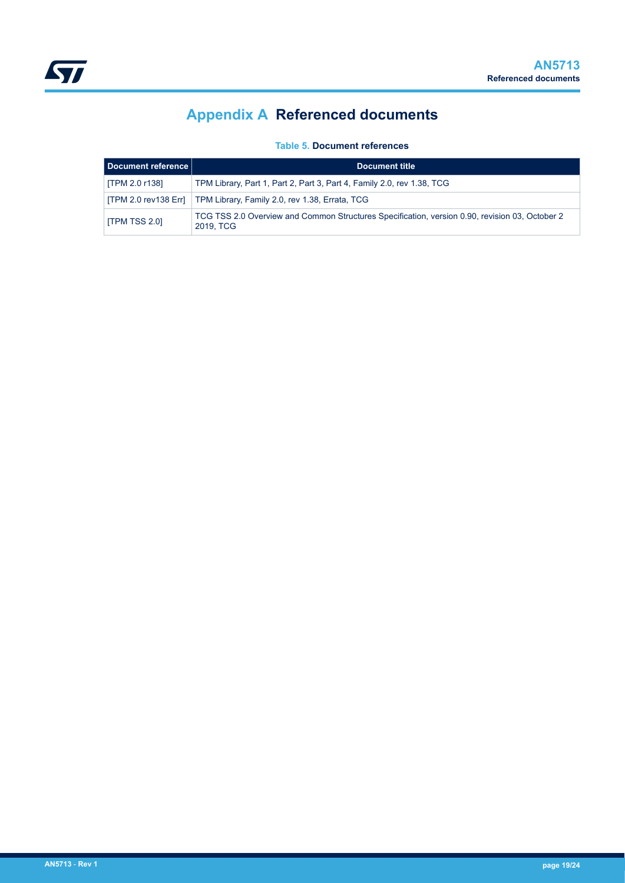# Appendix A Referenced documents

**Table 5. Document references**

| Document reference | Document title |
| --- | --- |
| [TPM 2.0 r138] | TPM Library, Part 1, Part 2, Part 3, Part 4, Family 2.0, rev 1.38, TCG |
| [TPM 2.0 rev138 Err] | TPM Library, Family 2.0, rev 1.38, Errata, TCG |
| [TPM TSS 2.0] | TCG TSS 2.0 Overview and Common Structures Specification, version 0.90, revision 03, October 2 2019, TCG |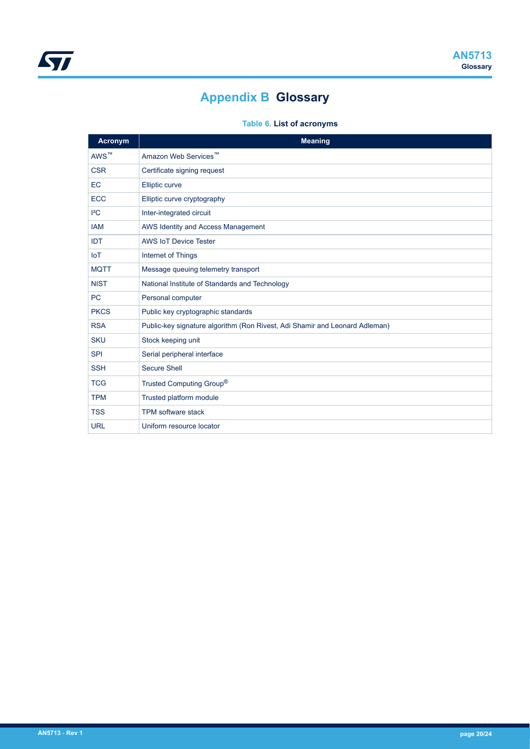# Appendix B Glossary

**Table 6. List of acronyms**

| Acronym | Meaning |
|---|---|
| AWS™ | Amazon Web Services™ |
| CSR | Certificate signing request |
| EC | Elliptic curve |
| ECC | Elliptic curve cryptography |
| I²C | Inter-integrated circuit |
| IAM | AWS Identity and Access Management |
| IDT | AWS IoT Device Tester |
| IoT | Internet of Things |
| MQTT | Message queuing telemetry transport |
| NIST | National Institute of Standards and Technology |
| PC | Personal computer |
| PKCS | Public key cryptographic standards |
| RSA | Public-key signature algorithm (Ron Rivest, Adi Shamir and Leonard Adleman) |
| SKU | Stock keeping unit |
| SPI | Serial peripheral interface |
| SSH | Secure Shell |
| TCG | Trusted Computing Group® |
| TPM | Trusted platform module |
| TSS | TPM software stack |
| URL | Uniform resource locator |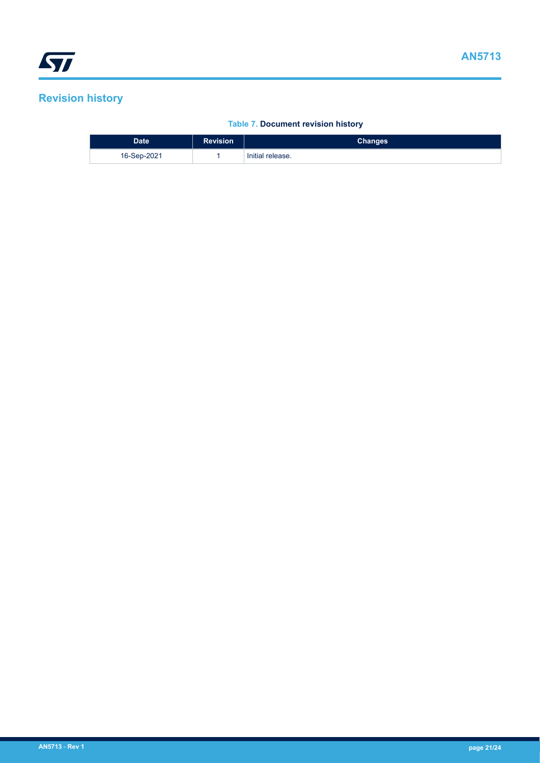# Revision history

**Table 7. Document revision history**

| Date | Revision | Changes |
|---|---|---|
| 16-Sep-2021 | 1 | Initial release. |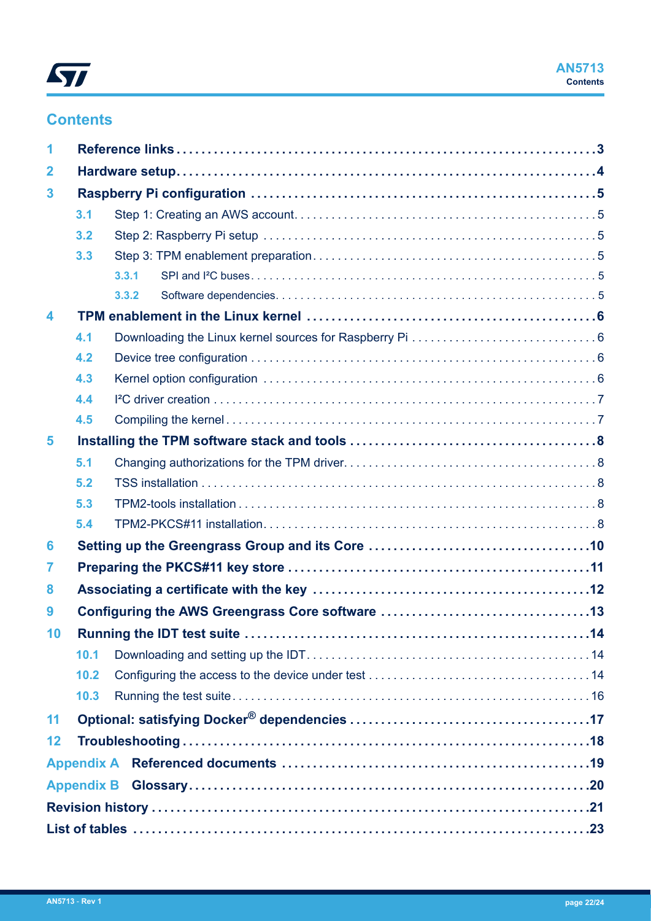## Contents

- **1 Reference links** ... 3
- **2 Hardware setup** ... 4
- **3 Raspberry Pi configuration** ... 5
  - 3.1 Step 1: Creating an AWS account ... 5
  - 3.2 Step 2: Raspberry Pi setup ... 5
  - 3.3 Step 3: TPM enablement preparation ... 5
    - 3.3.1 SPI and I²C buses ... 5
    - 3.3.2 Software dependencies ... 5
- **4 TPM enablement in the Linux kernel** ... 6
  - 4.1 Downloading the Linux kernel sources for Raspberry Pi ... 6
  - 4.2 Device tree configuration ... 6
  - 4.3 Kernel option configuration ... 6
  - 4.4 I²C driver creation ... 7
  - 4.5 Compiling the kernel ... 7
- **5 Installing the TPM software stack and tools** ... 8
  - 5.1 Changing authorizations for the TPM driver ... 8
  - 5.2 TSS installation ... 8
  - 5.3 TPM2-tools installation ... 8
  - 5.4 TPM2-PKCS#11 installation ... 8
- **6 Setting up the Greengrass Group and its Core** ... 10
- **7 Preparing the PKCS#11 key store** ... 11
- **8 Associating a certificate with the key** ... 12
- **9 Configuring the AWS Greengrass Core software** ... 13
- **10 Running the IDT test suite** ... 14
  - 10.1 Downloading and setting up the IDT ... 14
  - 10.2 Configuring the access to the device under test ... 14
  - 10.3 Running the test suite ... 16
- **11 Optional: satisfying Docker® dependencies** ... 17
- **12 Troubleshooting** ... 18
- **Appendix A Referenced documents** ... 19
- **Appendix B Glossary** ... 20
- **Revision history** ... 21
- **List of tables** ... 23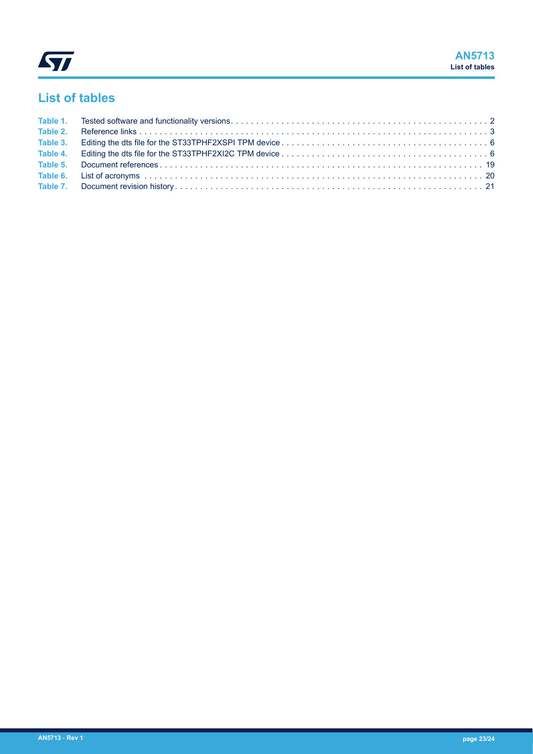# List of tables

| | | |
|---|---|---|
| Table 1. | Tested software and functionality versions | 2 |
| Table 2. | Reference links | 3 |
| Table 3. | Editing the dts file for the ST33TPHF2XSPI TPM device | 6 |
| Table 4. | Editing the dts file for the ST33TPHF2XI2C TPM device | 6 |
| Table 5. | Document references | 19 |
| Table 6. | List of acronyms | 20 |
| Table 7. | Document revision history | 21 |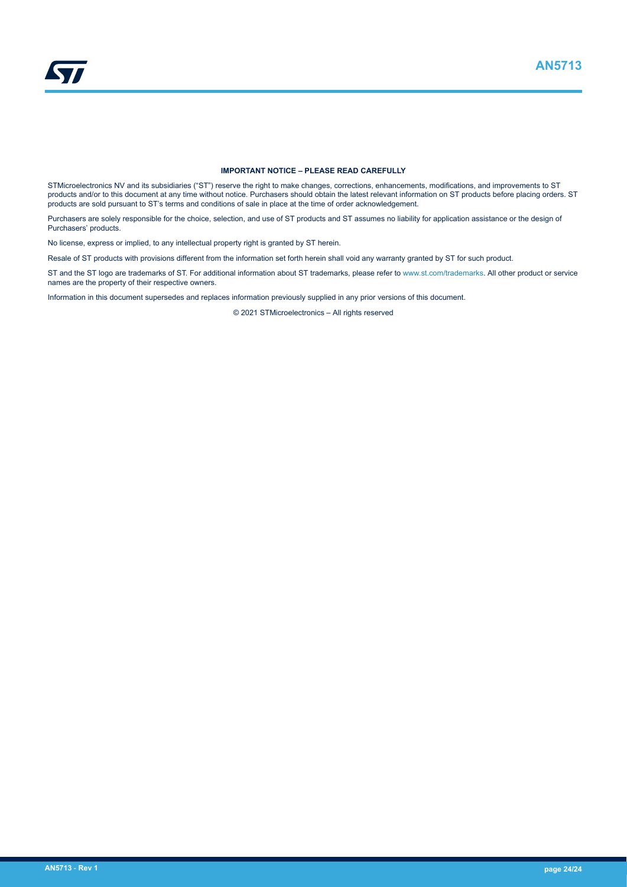**IMPORTANT NOTICE – PLEASE READ CAREFULLY**

STMicroelectronics NV and its subsidiaries ("ST") reserve the right to make changes, corrections, enhancements, modifications, and improvements to ST products and/or to this document at any time without notice. Purchasers should obtain the latest relevant information on ST products before placing orders. ST products are sold pursuant to ST's terms and conditions of sale in place at the time of order acknowledgement.

Purchasers are solely responsible for the choice, selection, and use of ST products and ST assumes no liability for application assistance or the design of Purchasers' products.

No license, express or implied, to any intellectual property right is granted by ST herein.

Resale of ST products with provisions different from the information set forth herein shall void any warranty granted by ST for such product.

ST and the ST logo are trademarks of ST. For additional information about ST trademarks, please refer to www.st.com/trademarks. All other product or service names are the property of their respective owners.

Information in this document supersedes and replaces information previously supplied in any prior versions of this document.

© 2021 STMicroelectronics – All rights reserved